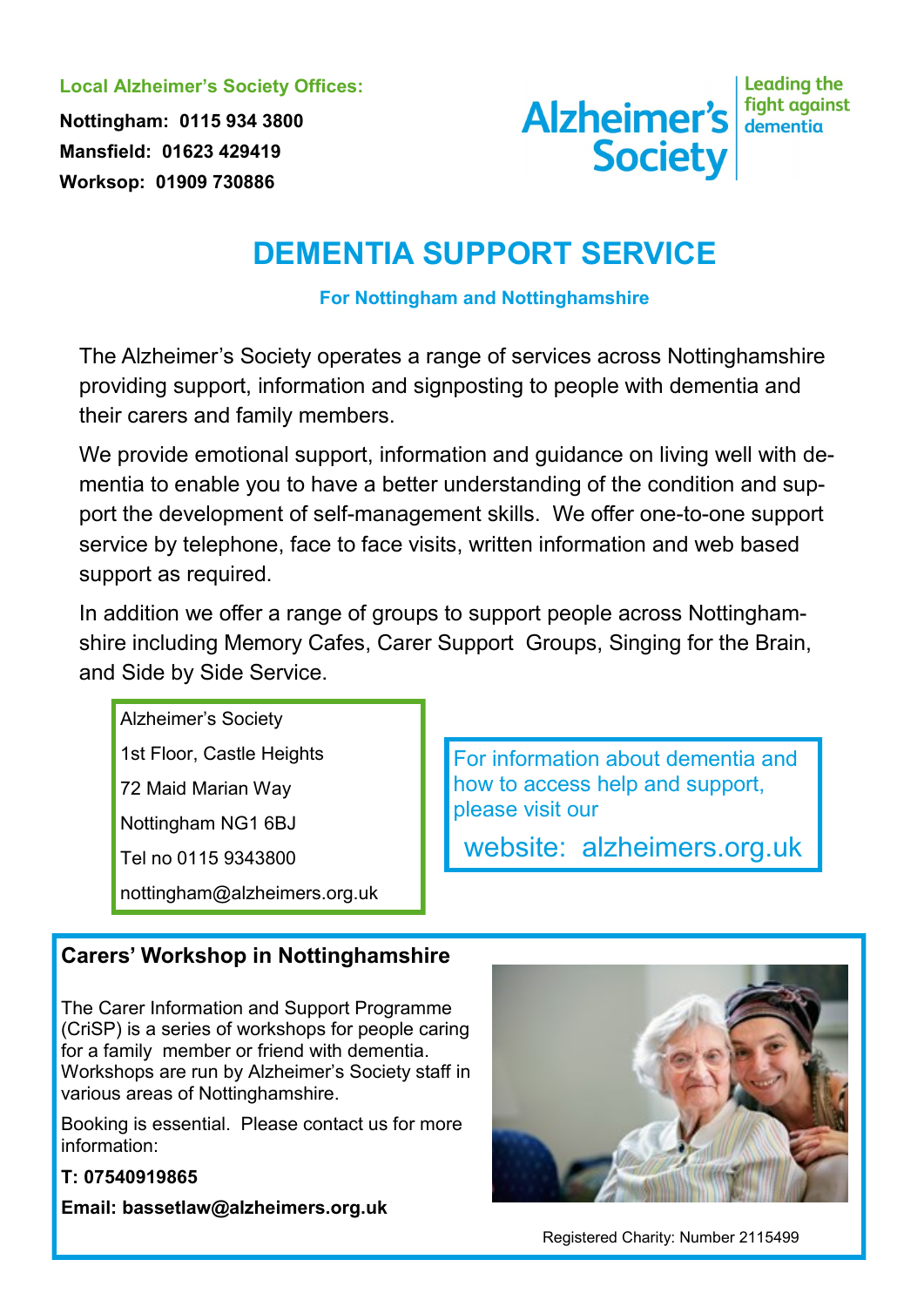**Local Alzheimer's Society Offices:**

**Nottingham: 0115 934 3800**
**Mansfield: 01623 429419**
**Worksop: 01909 730886**

Alzheimer's Society — Leading the fight against dementia

# DEMENTIA SUPPORT SERVICE

**For Nottingham and Nottinghamshire**

The Alzheimer's Society operates a range of services across Nottinghamshire providing support, information and signposting to people with dementia and their carers and family members.

We provide emotional support, information and guidance on living well with dementia to enable you to have a better understanding of the condition and support the development of self-management skills. We offer one-to-one support service by telephone, face to face visits, written information and web based support as required.

In addition we offer a range of groups to support people across Nottinghamshire including Memory Cafes, Carer Support Groups, Singing for the Brain, and Side by Side Service.

Alzheimer's Society
1st Floor, Castle Heights
72 Maid Marian Way
Nottingham NG1 6BJ
Tel no 0115 9343800
nottingham@alzheimers.org.uk

For information about dementia and how to access help and support, please visit our

website: alzheimers.org.uk

## Carers' Workshop in Nottinghamshire

The Carer Information and Support Programme (CriSP) is a series of workshops for people caring for a family member or friend with dementia. Workshops are run by Alzheimer's Society staff in various areas of Nottinghamshire.

Booking is essential. Please contact us for more information:

**T: 07540919865**

**Email: bassetlaw@alzheimers.org.uk**

Registered Charity: Number 2115499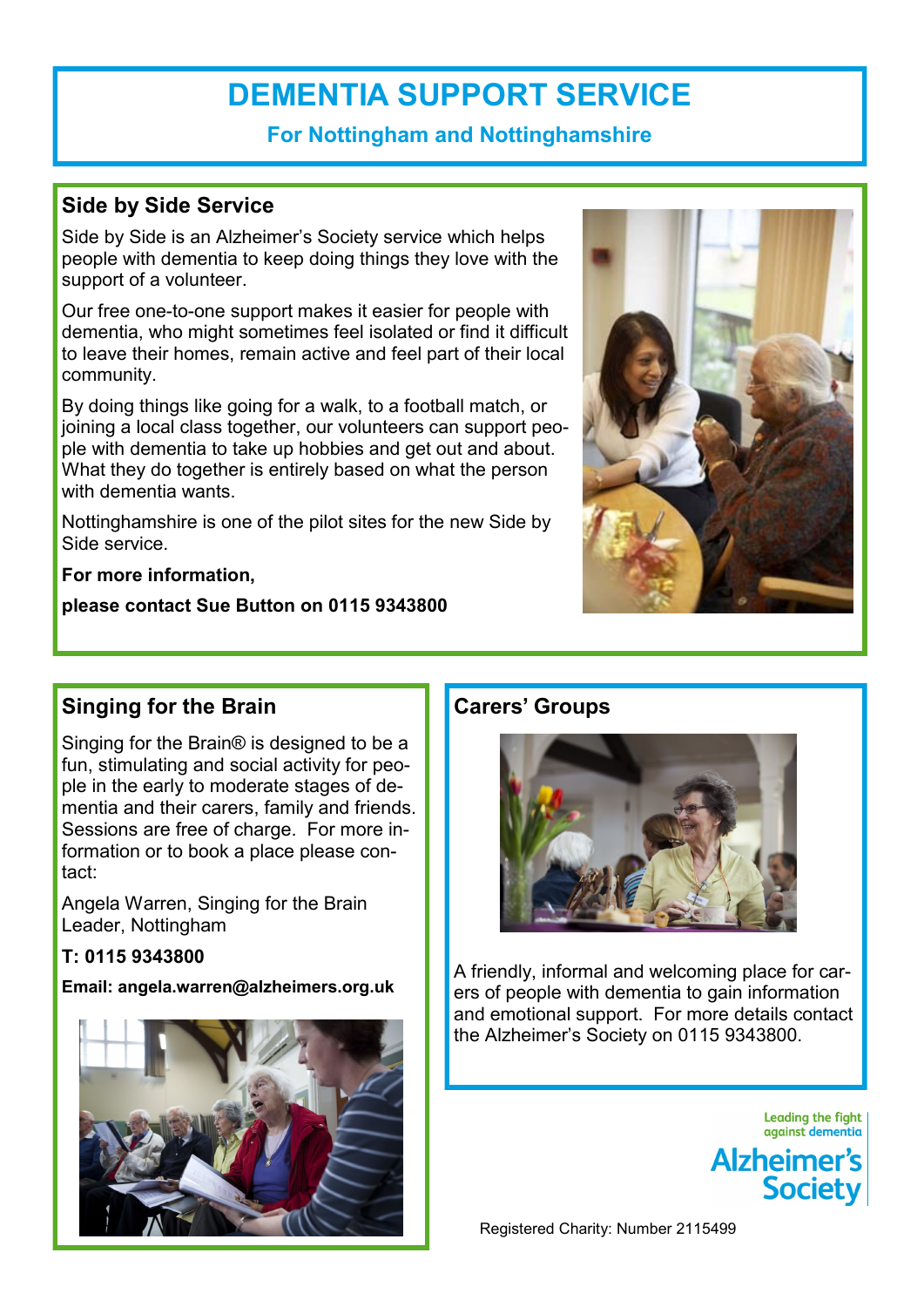# DEMENTIA SUPPORT SERVICE

### For Nottingham and Nottinghamshire

## Side by Side Service

Side by Side is an Alzheimer's Society service which helps people with dementia to keep doing things they love with the support of a volunteer.

Our free one-to-one support makes it easier for people with dementia, who might sometimes feel isolated or find it difficult to leave their homes, remain active and feel part of their local community.

By doing things like going for a walk, to a football match, or joining a local class together, our volunteers can support people with dementia to take up hobbies and get out and about. What they do together is entirely based on what the person with dementia wants.

Nottinghamshire is one of the pilot sites for the new Side by Side service.

**For more information,**

**please contact Sue Button on 0115 9343800**

## Singing for the Brain

Singing for the Brain® is designed to be a fun, stimulating and social activity for people in the early to moderate stages of dementia and their carers, family and friends. Sessions are free of charge. For more information or to book a place please contact:

Angela Warren, Singing for the Brain Leader, Nottingham

**T: 0115 9343800**

**Email: angela.warren@alzheimers.org.uk**

## Carers' Groups

A friendly, informal and welcoming place for carers of people with dementia to gain information and emotional support. For more details contact the Alzheimer's Society on 0115 9343800.

Leading the fight against dementia

Alzheimer's Society

Registered Charity: Number 2115499